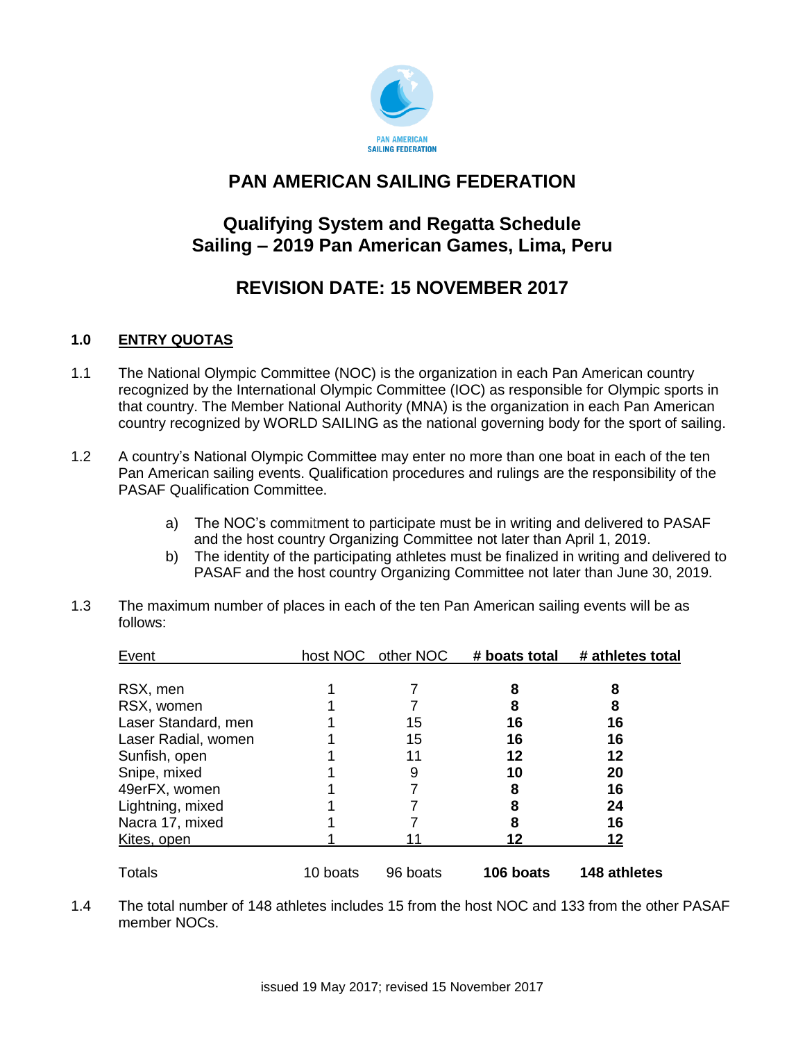PAN AMERICAN SAILING FEDERATION

# PAN AMERICAN SAILING FEDERATION

## Qualifying System and Regatta Schedule
## Sailing – 2019 Pan American Games, Lima, Peru

## REVISION DATE: 15 NOVEMBER 2017

### 1.0 ENTRY QUOTAS

1.1 The National Olympic Committee (NOC) is the organization in each Pan American country recognized by the International Olympic Committee (IOC) as responsible for Olympic sports in that country. The Member National Authority (MNA) is the organization in each Pan American country recognized by WORLD SAILING as the national governing body for the sport of sailing.

1.2 A country's National Olympic Committee may enter no more than one boat in each of the ten Pan American sailing events. Qualification procedures and rulings are the responsibility of the PASAF Qualification Committee.

   a) The NOC's commitment to participate must be in writing and delivered to PASAF and the host country Organizing Committee not later than April 1, 2019.
   b) The identity of the participating athletes must be finalized in writing and delivered to PASAF and the host country Organizing Committee not later than June 30, 2019.

1.3 The maximum number of places in each of the ten Pan American sailing events will be as follows:

| Event | host NOC | other NOC | **# boats total** | **# athletes total** |
|---|---|---|---|---|
| RSX, men | 1 | 7 | **8** | **8** |
| RSX, women | 1 | 7 | **8** | **8** |
| Laser Standard, men | 1 | 15 | **16** | **16** |
| Laser Radial, women | 1 | 15 | **16** | **16** |
| Sunfish, open | 1 | 11 | **12** | **12** |
| Snipe, mixed | 1 | 9 | **10** | **20** |
| 49erFX, women | 1 | 7 | **8** | **16** |
| Lightning, mixed | 1 | 7 | **8** | **24** |
| Nacra 17, mixed | 1 | 7 | **8** | **16** |
| Kites, open | 1 | 11 | **12** | **12** |
| Totals | 10 boats | 96 boats | **106 boats** | **148 athletes** |

1.4 The total number of 148 athletes includes 15 from the host NOC and 133 from the other PASAF member NOCs.

issued 19 May 2017; revised 15 November 2017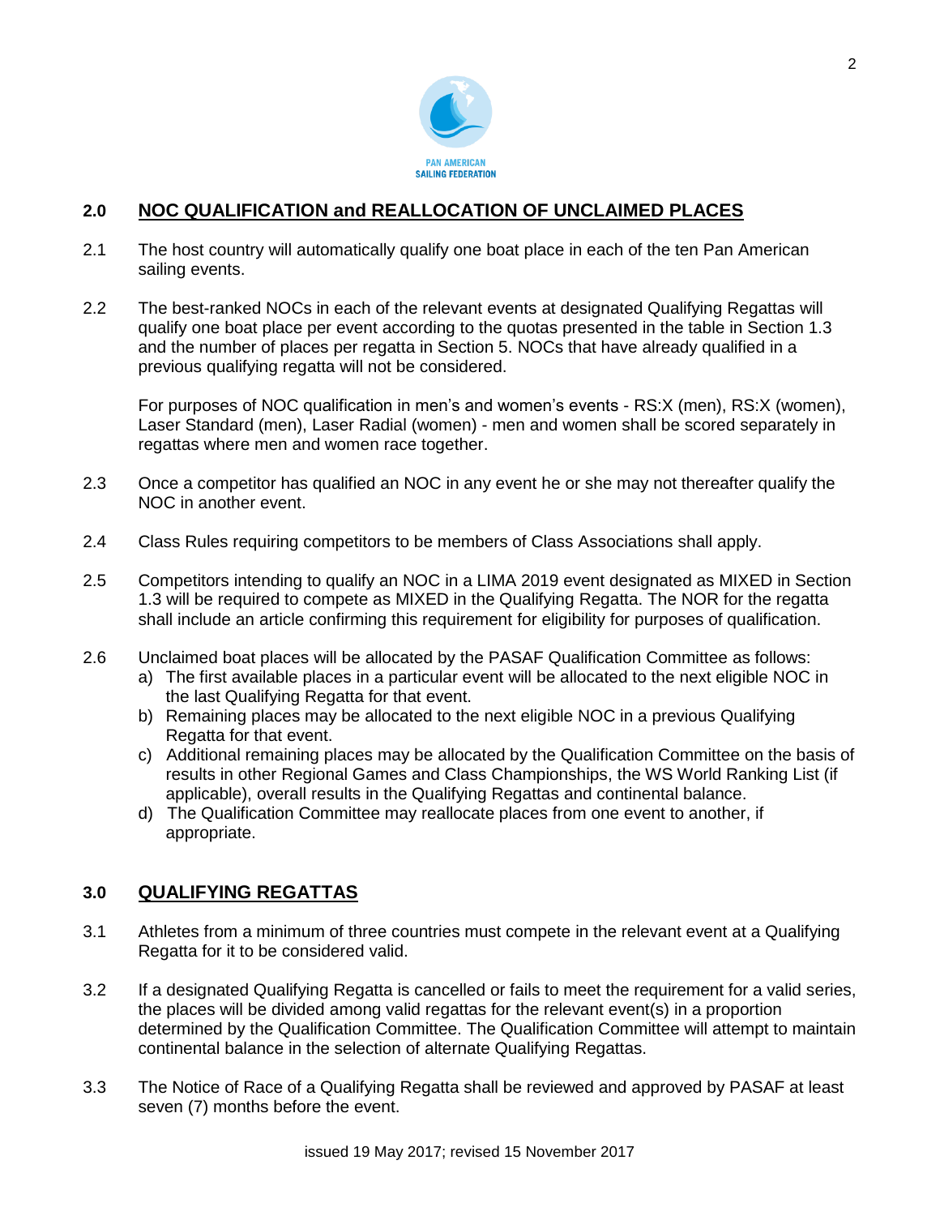## 2.0 NOC QUALIFICATION and REALLOCATION OF UNCLAIMED PLACES

2.1 The host country will automatically qualify one boat place in each of the ten Pan American sailing events.

2.2 The best-ranked NOCs in each of the relevant events at designated Qualifying Regattas will qualify one boat place per event according to the quotas presented in the table in Section 1.3 and the number of places per regatta in Section 5. NOCs that have already qualified in a previous qualifying regatta will not be considered.

For purposes of NOC qualification in men's and women's events - RS:X (men), RS:X (women), Laser Standard (men), Laser Radial (women) - men and women shall be scored separately in regattas where men and women race together.

2.3 Once a competitor has qualified an NOC in any event he or she may not thereafter qualify the NOC in another event.

2.4 Class Rules requiring competitors to be members of Class Associations shall apply.

2.5 Competitors intending to qualify an NOC in a LIMA 2019 event designated as MIXED in Section 1.3 will be required to compete as MIXED in the Qualifying Regatta. The NOR for the regatta shall include an article confirming this requirement for eligibility for purposes of qualification.

2.6 Unclaimed boat places will be allocated by the PASAF Qualification Committee as follows:

a) The first available places in a particular event will be allocated to the next eligible NOC in the last Qualifying Regatta for that event.
b) Remaining places may be allocated to the next eligible NOC in a previous Qualifying Regatta for that event.
c) Additional remaining places may be allocated by the Qualification Committee on the basis of results in other Regional Games and Class Championships, the WS World Ranking List (if applicable), overall results in the Qualifying Regattas and continental balance.
d) The Qualification Committee may reallocate places from one event to another, if appropriate.

## 3.0 QUALIFYING REGATTAS

3.1 Athletes from a minimum of three countries must compete in the relevant event at a Qualifying Regatta for it to be considered valid.

3.2 If a designated Qualifying Regatta is cancelled or fails to meet the requirement for a valid series, the places will be divided among valid regattas for the relevant event(s) in a proportion determined by the Qualification Committee. The Qualification Committee will attempt to maintain continental balance in the selection of alternate Qualifying Regattas.

3.3 The Notice of Race of a Qualifying Regatta shall be reviewed and approved by PASAF at least seven (7) months before the event.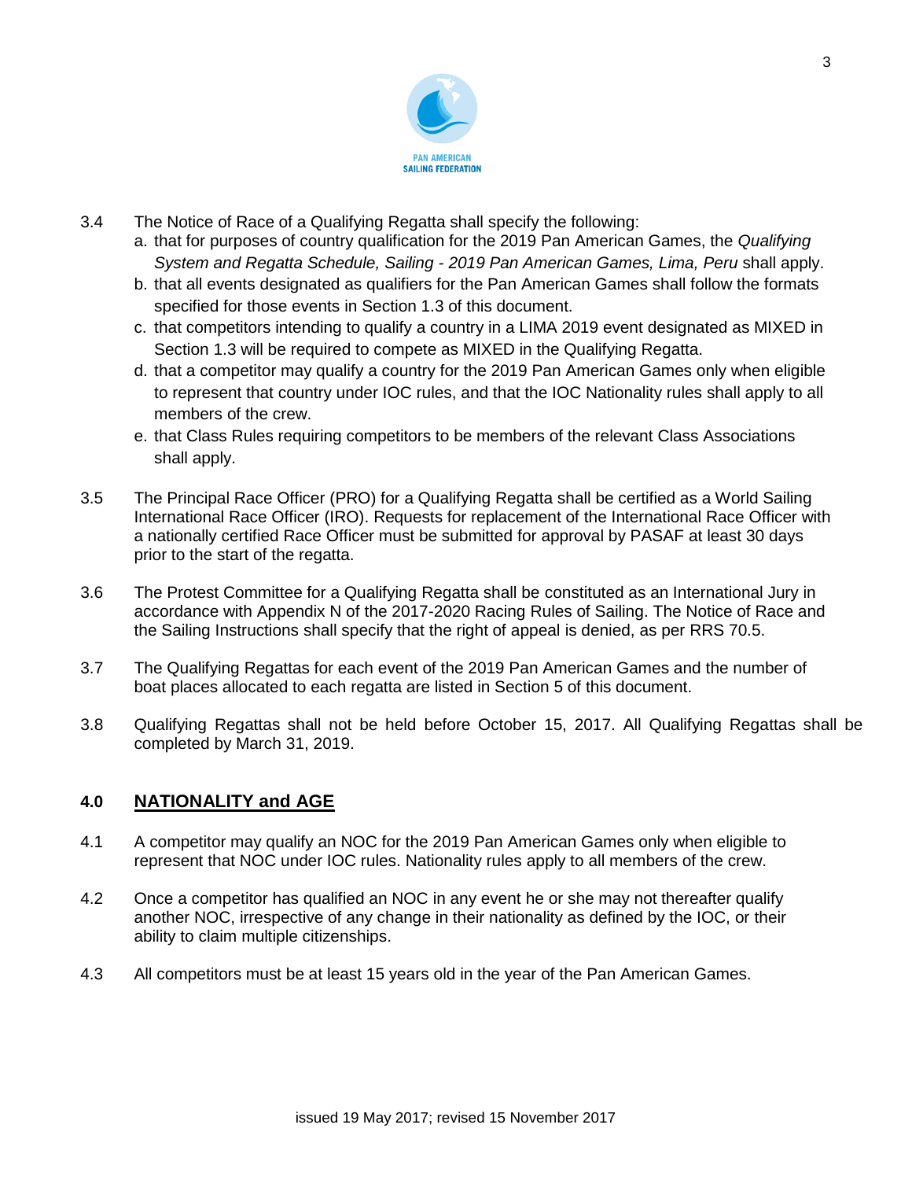3.4 The Notice of Race of a Qualifying Regatta shall specify the following:

a. that for purposes of country qualification for the 2019 Pan American Games, the *Qualifying System and Regatta Schedule, Sailing - 2019 Pan American Games, Lima, Peru* shall apply.

b. that all events designated as qualifiers for the Pan American Games shall follow the formats specified for those events in Section 1.3 of this document.

c. that competitors intending to qualify a country in a LIMA 2019 event designated as MIXED in Section 1.3 will be required to compete as MIXED in the Qualifying Regatta.

d. that a competitor may qualify a country for the 2019 Pan American Games only when eligible to represent that country under IOC rules, and that the IOC Nationality rules shall apply to all members of the crew.

e. that Class Rules requiring competitors to be members of the relevant Class Associations shall apply.

3.5 The Principal Race Officer (PRO) for a Qualifying Regatta shall be certified as a World Sailing International Race Officer (IRO). Requests for replacement of the International Race Officer with a nationally certified Race Officer must be submitted for approval by PASAF at least 30 days prior to the start of the regatta.

3.6 The Protest Committee for a Qualifying Regatta shall be constituted as an International Jury in accordance with Appendix N of the 2017-2020 Racing Rules of Sailing. The Notice of Race and the Sailing Instructions shall specify that the right of appeal is denied, as per RRS 70.5.

3.7 The Qualifying Regattas for each event of the 2019 Pan American Games and the number of boat places allocated to each regatta are listed in Section 5 of this document.

3.8 Qualifying Regattas shall not be held before October 15, 2017. All Qualifying Regattas shall be completed by March 31, 2019.

## 4.0 NATIONALITY and AGE

4.1 A competitor may qualify an NOC for the 2019 Pan American Games only when eligible to represent that NOC under IOC rules. Nationality rules apply to all members of the crew.

4.2 Once a competitor has qualified an NOC in any event he or she may not thereafter qualify another NOC, irrespective of any change in their nationality as defined by the IOC, or their ability to claim multiple citizenships.

4.3 All competitors must be at least 15 years old in the year of the Pan American Games.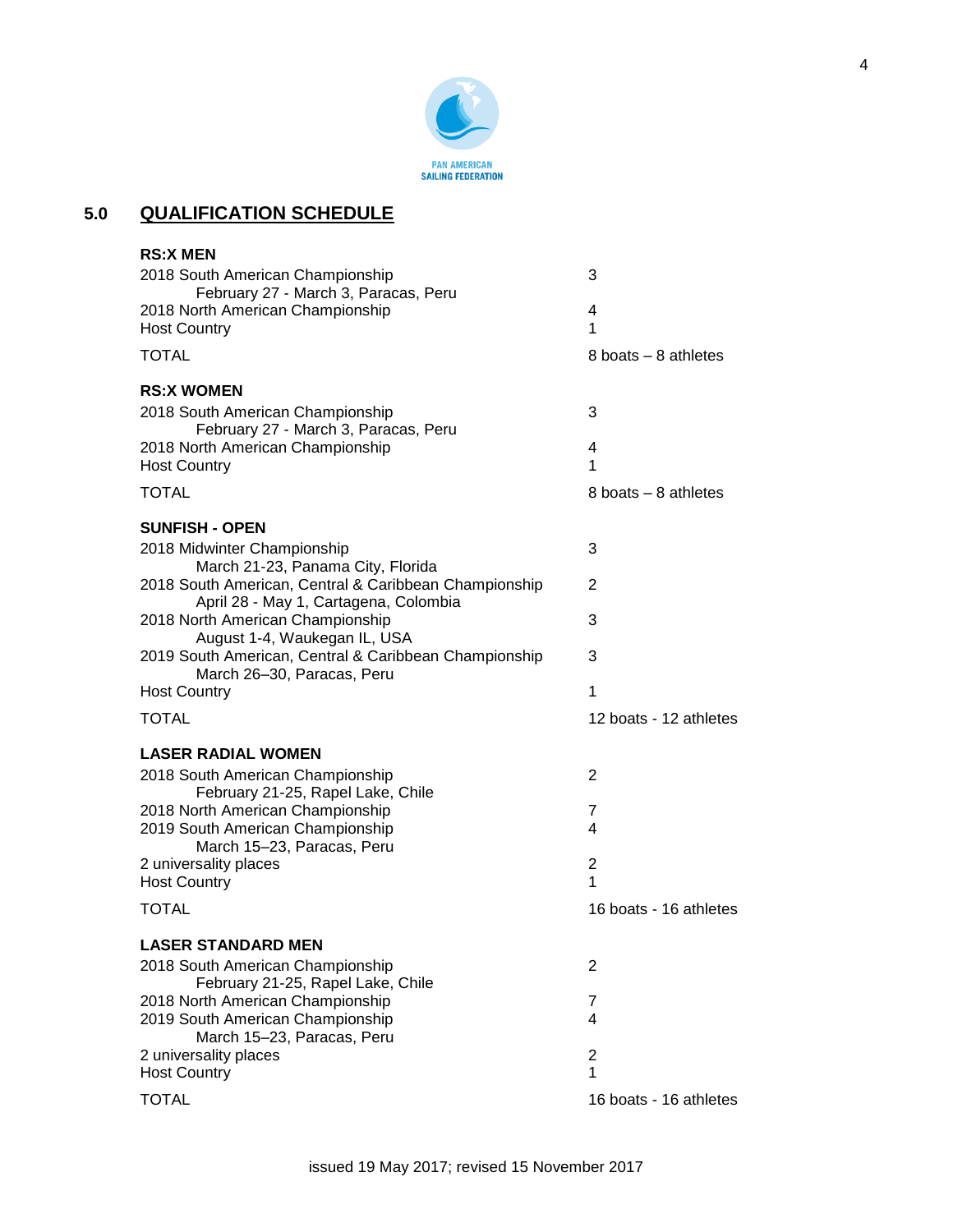PAN AMERICAN SAILING FEDERATION

## 5.0 QUALIFICATION SCHEDULE

**RS:X MEN**

| | |
|---|---|
| 2018 South American Championship<br>February 27 - March 3, Paracas, Peru | 3 |
| 2018 North American Championship | 4 |
| Host Country | 1 |
| TOTAL | 8 boats – 8 athletes |

**RS:X WOMEN**

| | |
|---|---|
| 2018 South American Championship<br>February 27 - March 3, Paracas, Peru | 3 |
| 2018 North American Championship | 4 |
| Host Country | 1 |
| TOTAL | 8 boats – 8 athletes |

**SUNFISH - OPEN**

| | |
|---|---|
| 2018 Midwinter Championship<br>March 21-23, Panama City, Florida | 3 |
| 2018 South American, Central & Caribbean Championship<br>April 28 - May 1, Cartagena, Colombia | 2 |
| 2018 North American Championship<br>August 1-4, Waukegan IL, USA | 3 |
| 2019 South American, Central & Caribbean Championship<br>March 26–30, Paracas, Peru | 3 |
| Host Country | 1 |
| TOTAL | 12 boats - 12 athletes |

**LASER RADIAL WOMEN**

| | |
|---|---|
| 2018 South American Championship<br>February 21-25, Rapel Lake, Chile | 2 |
| 2018 North American Championship | 7 |
| 2019 South American Championship<br>March 15–23, Paracas, Peru | 4 |
| 2 universality places | 2 |
| Host Country | 1 |
| TOTAL | 16 boats - 16 athletes |

**LASER STANDARD MEN**

| | |
|---|---|
| 2018 South American Championship<br>February 21-25, Rapel Lake, Chile | 2 |
| 2018 North American Championship | 7 |
| 2019 South American Championship<br>March 15–23, Paracas, Peru | 4 |
| 2 universality places | 2 |
| Host Country | 1 |
| TOTAL | 16 boats - 16 athletes |

issued 19 May 2017; revised 15 November 2017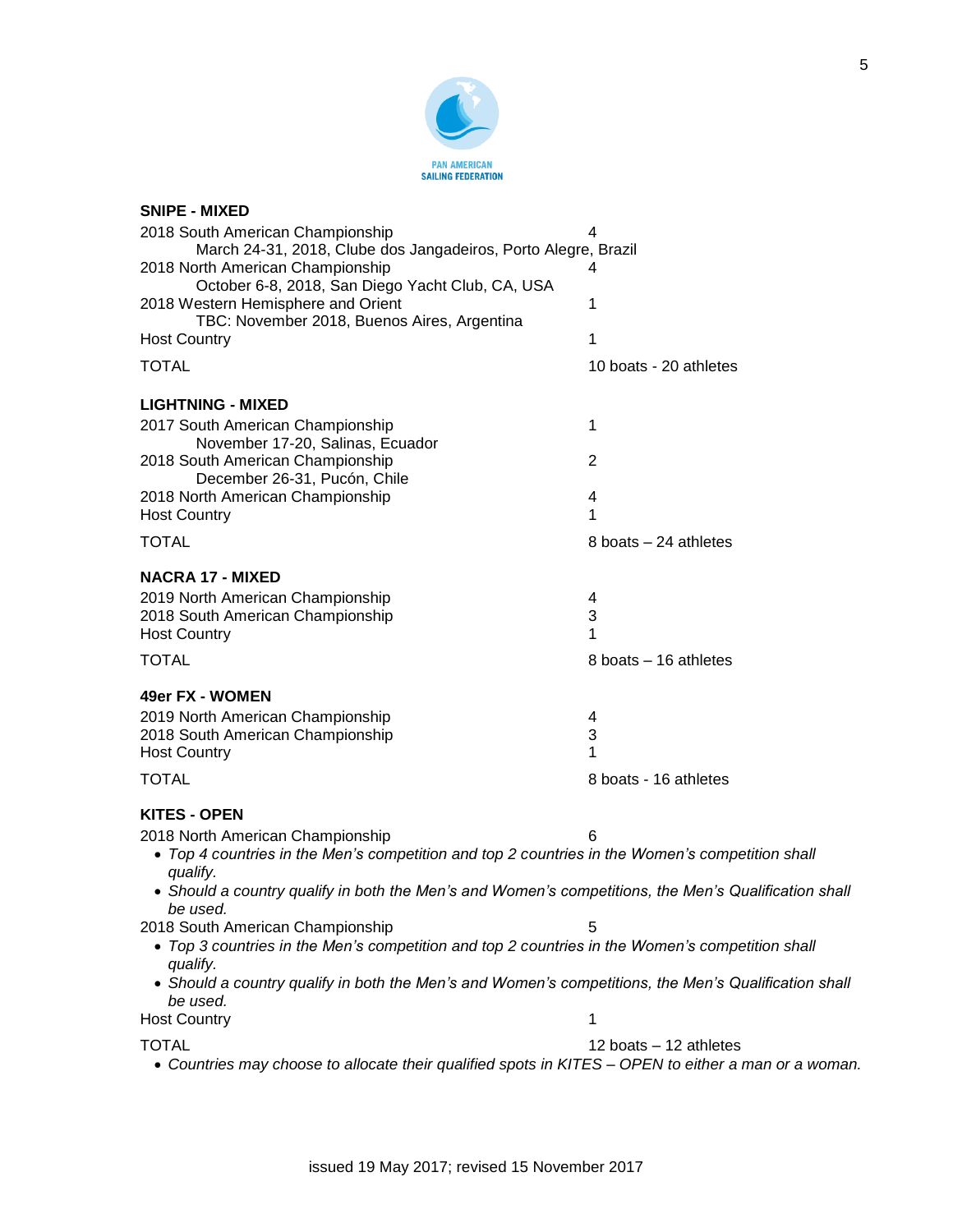**SNIPE - MIXED**

| | |
|---|---|
| 2018 South American Championship<br>March 24-31, 2018, Clube dos Jangadeiros, Porto Alegre, Brazil | 4 |
| 2018 North American Championship<br>October 6-8, 2018, San Diego Yacht Club, CA, USA | 4 |
| 2018 Western Hemisphere and Orient<br>TBC: November 2018, Buenos Aires, Argentina | 1 |
| Host Country | 1 |
| TOTAL | 10 boats - 20 athletes |

**LIGHTNING - MIXED**

| | |
|---|---|
| 2017 South American Championship<br>November 17-20, Salinas, Ecuador | 1 |
| 2018 South American Championship<br>December 26-31, Pucón, Chile | 2 |
| 2018 North American Championship | 4 |
| Host Country | 1 |
| TOTAL | 8 boats – 24 athletes |

**NACRA 17 - MIXED**

| | |
|---|---|
| 2019 North American Championship | 4 |
| 2018 South American Championship | 3 |
| Host Country | 1 |
| TOTAL | 8 boats – 16 athletes |

**49er FX - WOMEN**

| | |
|---|---|
| 2019 North American Championship | 4 |
| 2018 South American Championship | 3 |
| Host Country | 1 |
| TOTAL | 8 boats - 16 athletes |

**KITES - OPEN**

2018 North American Championship — 6

- *Top 4 countries in the Men's competition and top 2 countries in the Women's competition shall qualify.*
- *Should a country qualify in both the Men's and Women's competitions, the Men's Qualification shall be used.*

2018 South American Championship — 5

- *Top 3 countries in the Men's competition and top 2 countries in the Women's competition shall qualify.*
- *Should a country qualify in both the Men's and Women's competitions, the Men's Qualification shall be used.*

Host Country — 1

TOTAL — 12 boats – 12 athletes

- *Countries may choose to allocate their qualified spots in KITES – OPEN to either a man or a woman.*

issued 19 May 2017; revised 15 November 2017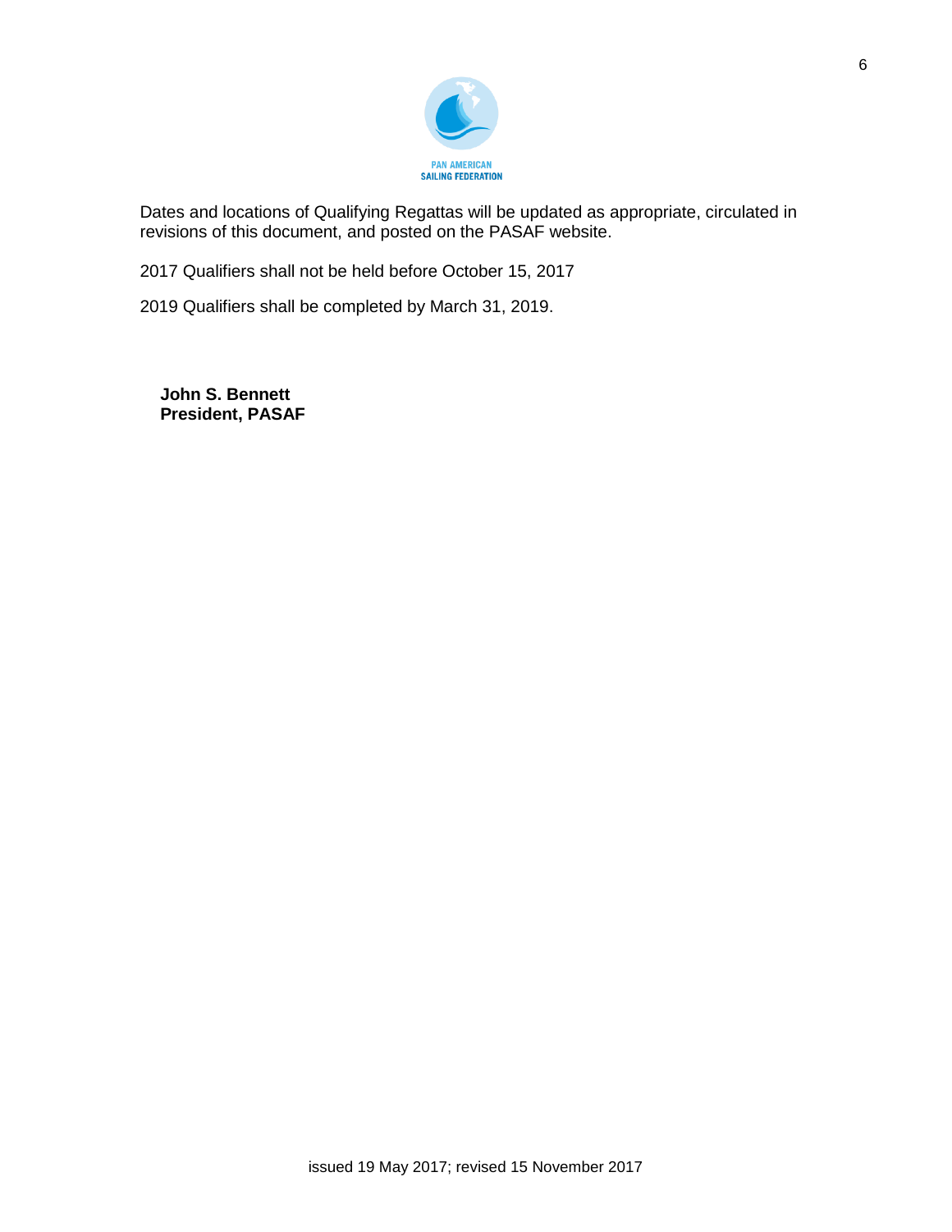Dates and locations of Qualifying Regattas will be updated as appropriate, circulated in revisions of this document, and posted on the PASAF website.

2017 Qualifiers shall not be held before October 15, 2017

2019 Qualifiers shall be completed by March 31, 2019.

**John S. Bennett**
**President, PASAF**

issued 19 May 2017; revised 15 November 2017